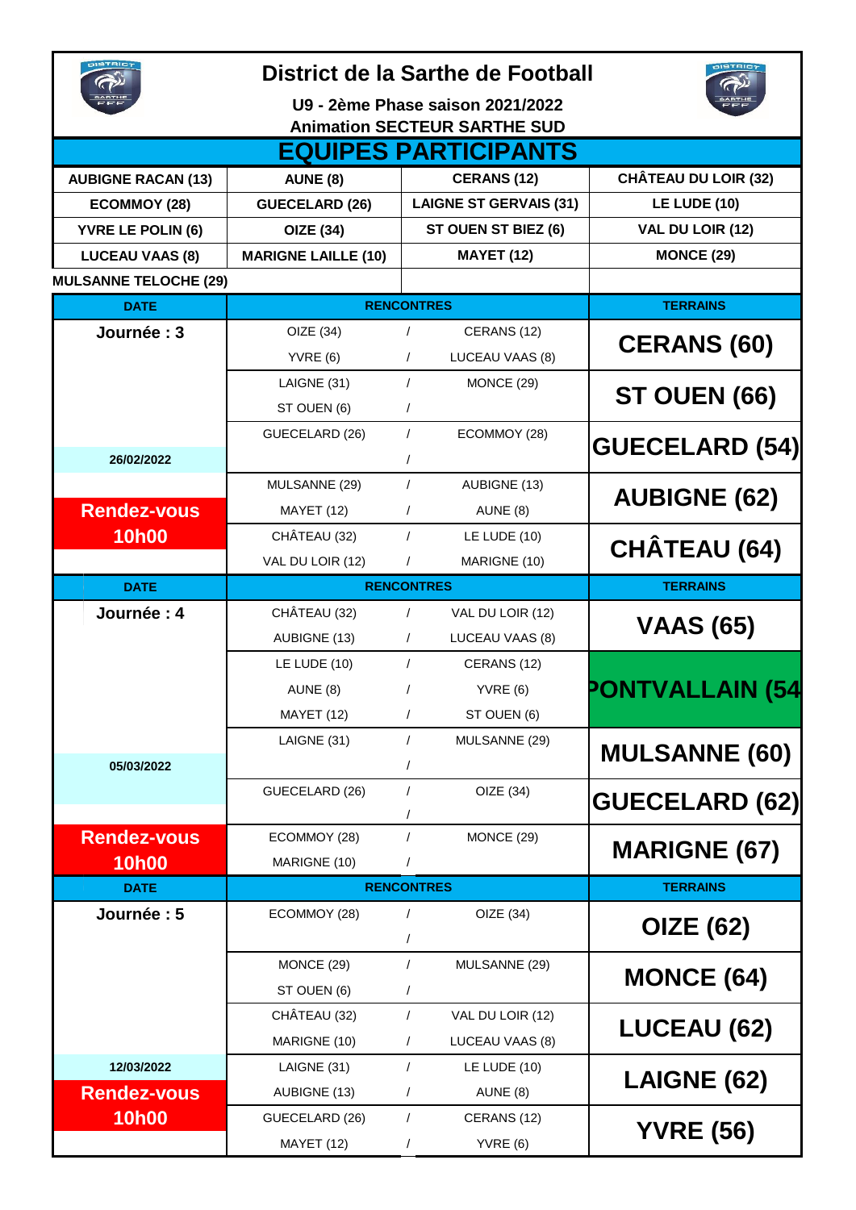# District de la Sarthe de Football

**U9 - 2ème Phase saison 2021/2022**

**Animation SECTEUR SARTHE SUD**

## EQUIPES PARTICIPANTS

| | | | |
|---|---|---|---|
| AUBIGNE RACAN (13) | AUNE (8) | CERANS (12) | CHÂTEAU DU LOIR (32) |
| ECOMMOY (28) | GUECELARD (26) | LAIGNE ST GERVAIS (31) | LE LUDE (10) |
| YVRE LE POLIN (6) | OIZE (34) | ST OUEN ST BIEZ (6) | VAL DU LOIR (12) |
| LUCEAU VAAS (8) | MARIGNE LAILLE (10) | MAYET (12) | MONCE (29) |
| MULSANNE TELOCHE (29) | | | |

| DATE | RENCONTRES | | | TERRAINS |
|---|---|---|---|---|
| Journée : 3 | OIZE (34) | / | CERANS (12) | CERANS (60) |
| | YVRE (6) | / | LUCEAU VAAS (8) | |
| | LAIGNE (31) | / | MONCE (29) | ST OUEN (66) |
| | ST OUEN (6) | / | | |
| | GUECELARD (26) | / | ECOMMOY (28) | GUECELARD (54) |
| 26/02/2022 | | / | | |
| | MULSANNE (29) | / | AUBIGNE (13) | AUBIGNE (62) |
| Rendez-vous | MAYET (12) | / | AUNE (8) | |
| 10h00 | CHÂTEAU (32) | / | LE LUDE (10) | CHÂTEAU (64) |
| | VAL DU LOIR (12) | / | MARIGNE (10) | |

| DATE | RENCONTRES | | | TERRAINS |
|---|---|---|---|---|
| Journée : 4 | CHÂTEAU (32) | / | VAL DU LOIR (12) | VAAS (65) |
| | AUBIGNE (13) | / | LUCEAU VAAS (8) | |
| | LE LUDE (10) | / | CERANS (12) | PONTVALLAIN (54 |
| | AUNE (8) | / | YVRE (6) | |
| | MAYET (12) | / | ST OUEN (6) | |
| | LAIGNE (31) | / | MULSANNE (29) | MULSANNE (60) |
| 05/03/2022 | | / | | |
| | GUECELARD (26) | / | OIZE (34) | GUECELARD (62) |
| | | / | | |
| Rendez-vous | ECOMMOY (28) | / | MONCE (29) | MARIGNE (67) |
| 10h00 | MARIGNE (10) | / | | |

| DATE | RENCONTRES | | | TERRAINS |
|---|---|---|---|---|
| Journée : 5 | ECOMMOY (28) | / | OIZE (34) | OIZE (62) |
| | | / | | |
| | MONCE (29) | / | MULSANNE (29) | MONCE (64) |
| | ST OUEN (6) | / | | |
| | CHÂTEAU (32) | / | VAL DU LOIR (12) | LUCEAU (62) |
| | MARIGNE (10) | / | LUCEAU VAAS (8) | |
| 12/03/2022 | LAIGNE (31) | / | LE LUDE (10) | LAIGNE (62) |
| Rendez-vous | AUBIGNE (13) | / | AUNE (8) | |
| 10h00 | GUECELARD (26) | / | CERANS (12) | YVRE (56) |
| | MAYET (12) | / | YVRE (6) | |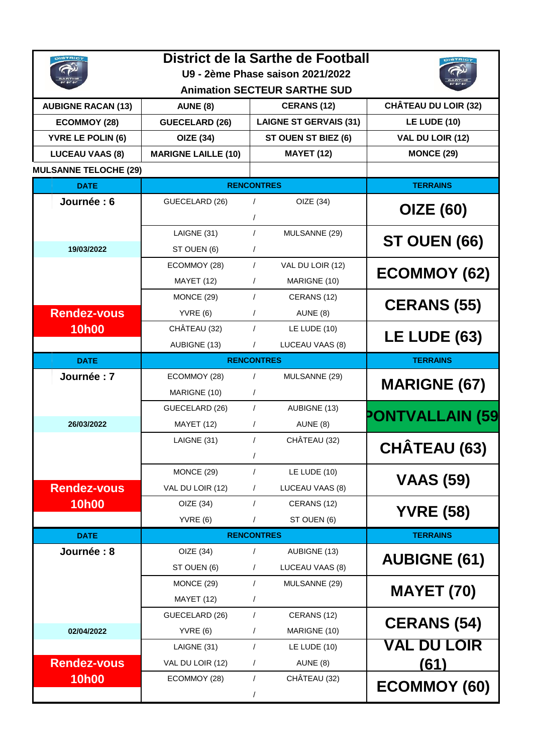# District de la Sarthe de Football

**U9 - 2ème Phase saison 2021/2022**

**Animation SECTEUR SARTHE SUD**

| | | | |
|---|---|---|---|
| **AUBIGNE RACAN (13)** | **AUNE (8)** | **CERANS (12)** | **CHÂTEAU DU LOIR (32)** |
| **ECOMMOY (28)** | **GUECELARD (26)** | **LAIGNE ST GERVAIS (31)** | **LE LUDE (10)** |
| **YVRE LE POLIN (6)** | **OIZE (34)** | **ST OUEN ST BIEZ (6)** | **VAL DU LOIR (12)** |
| **LUCEAU VAAS (8)** | **MARIGNE LAILLE (10)** | **MAYET (12)** | **MONCE (29)** |
| **MULSANNE TELOCHE (29)** | | | |

| DATE | RENCONTRES | | | TERRAINS |
|---|---|---|---|---|
| **Journée : 6** | GUECELARD (26) | / | OIZE (34) | **OIZE (60)** |
| | | / | | |
| | LAIGNE (31) | / | MULSANNE (29) | **ST OUEN (66)** |
| **19/03/2022** | ST OUEN (6) | / | | |
| | ECOMMOY (28) | / | VAL DU LOIR (12) | **ECOMMOY (62)** |
| | MAYET (12) | / | MARIGNE (10) | |
| | MONCE (29) | / | CERANS (12) | **CERANS (55)** |
| **Rendez-vous** | YVRE (6) | / | AUNE (8) | |
| **10h00** | CHÂTEAU (32) | / | LE LUDE (10) | **LE LUDE (63)** |
| | AUBIGNE (13) | / | LUCEAU VAAS (8) | |
| **DATE** | **RENCONTRES** | | | **TERRAINS** |
| **Journée : 7** | ECOMMOY (28) | / | MULSANNE (29) | **MARIGNE (67)** |
| | MARIGNE (10) | / | | |
| | GUECELARD (26) | / | AUBIGNE (13) | **PONTVALLAIN (59** |
| **26/03/2022** | MAYET (12) | / | AUNE (8) | |
| | LAIGNE (31) | / | CHÂTEAU (32) | **CHÂTEAU (63)** |
| | | / | | |
| | MONCE (29) | / | LE LUDE (10) | **VAAS (59)** |
| **Rendez-vous** | VAL DU LOIR (12) | / | LUCEAU VAAS (8) | |
| **10h00** | OIZE (34) | / | CERANS (12) | **YVRE (58)** |
| | YVRE (6) | / | ST OUEN (6) | |
| **DATE** | **RENCONTRES** | | | **TERRAINS** |
| **Journée : 8** | OIZE (34) | / | AUBIGNE (13) | **AUBIGNE (61)** |
| | ST OUEN (6) | / | LUCEAU VAAS (8) | |
| | MONCE (29) | / | MULSANNE (29) | **MAYET (70)** |
| | MAYET (12) | / | | |
| | GUECELARD (26) | / | CERANS (12) | **CERANS (54)** |
| **02/04/2022** | YVRE (6) | / | MARIGNE (10) | |
| | LAIGNE (31) | / | LE LUDE (10) | **VAL DU LOIR (61)** |
| **Rendez-vous** | VAL DU LOIR (12) | / | AUNE (8) | |
| **10h00** | ECOMMOY (28) | / | CHÂTEAU (32) | **ECOMMOY (60)** |
| | | / | | |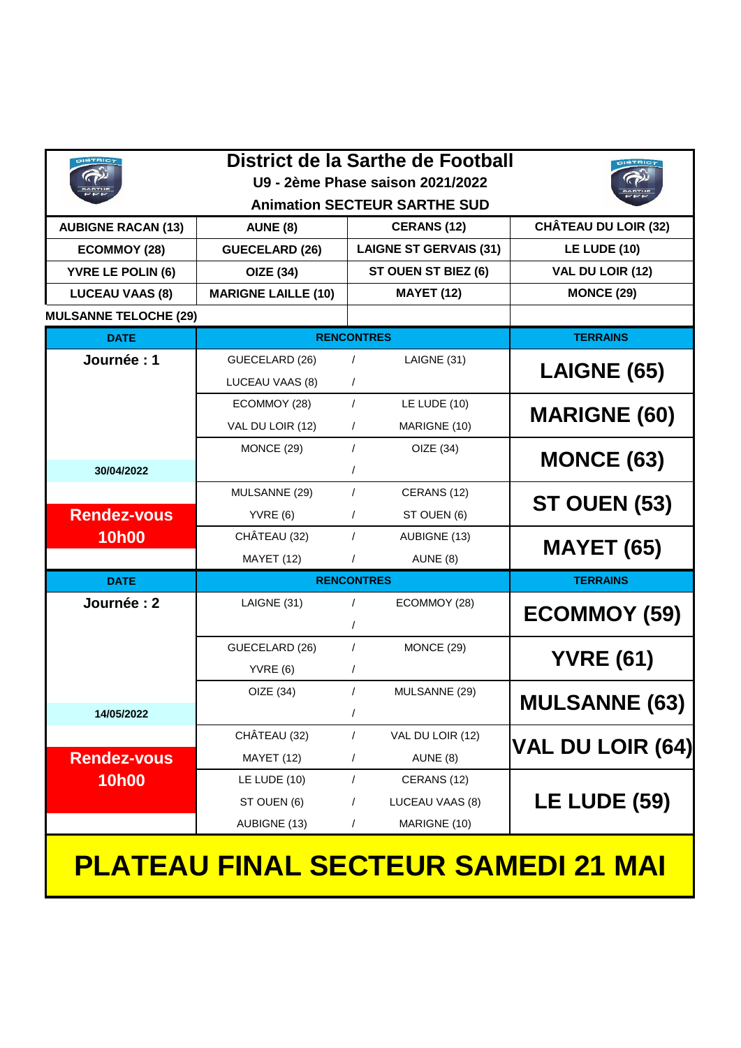# District de la Sarthe de Football

**U9 - 2ème Phase saison 2021/2022**

**Animation SECTEUR SARTHE SUD**

| | | | |
|---|---|---|---|
| AUBIGNE RACAN (13) | AUNE (8) | CERANS (12) | CHÂTEAU DU LOIR (32) |
| ECOMMOY (28) | GUECELARD (26) | LAIGNE ST GERVAIS (31) | LE LUDE (10) |
| YVRE LE POLIN (6) | OIZE (34) | ST OUEN ST BIEZ (6) | VAL DU LOIR (12) |
| LUCEAU VAAS (8) | MARIGNE LAILLE (10) | MAYET (12) | MONCE (29) |
| MULSANNE TELOCHE (29) | | | |

| DATE | RENCONTRES | | | TERRAINS |
|---|---|---|---|---|
| **Journée : 1** | GUECELARD (26) | / | LAIGNE (31) | **LAIGNE (65)** |
| | LUCEAU VAAS (8) | / | | |
| | ECOMMOY (28) | / | LE LUDE (10) | **MARIGNE (60)** |
| | VAL DU LOIR (12) | / | MARIGNE (10) | |
| | MONCE (29) | / | OIZE (34) | **MONCE (63)** |
| 30/04/2022 | | / | | |
| | MULSANNE (29) | / | CERANS (12) | **ST OUEN (53)** |
| **Rendez-vous** | YVRE (6) | / | ST OUEN (6) | |
| **10h00** | CHÂTEAU (32) | / | AUBIGNE (13) | **MAYET (65)** |
| | MAYET (12) | / | AUNE (8) | |
| **DATE** | **RENCONTRES** | | | **TERRAINS** |
| **Journée : 2** | LAIGNE (31) | / | ECOMMOY (28) | **ECOMMOY (59)** |
| | | / | | |
| | GUECELARD (26) | / | MONCE (29) | **YVRE (61)** |
| | YVRE (6) | / | | |
| | OIZE (34) | / | MULSANNE (29) | **MULSANNE (63)** |
| 14/05/2022 | | / | | |
| | CHÂTEAU (32) | / | VAL DU LOIR (12) | **VAL DU LOIR (64)** |
| **Rendez-vous** | MAYET (12) | / | AUNE (8) | |
| **10h00** | LE LUDE (10) | / | CERANS (12) | **LE LUDE (59)** |
| | ST OUEN (6) | / | LUCEAU VAAS (8) | |
| | AUBIGNE (13) | / | MARIGNE (10) | |

**PLATEAU FINAL SECTEUR SAMEDI 21 MAI**